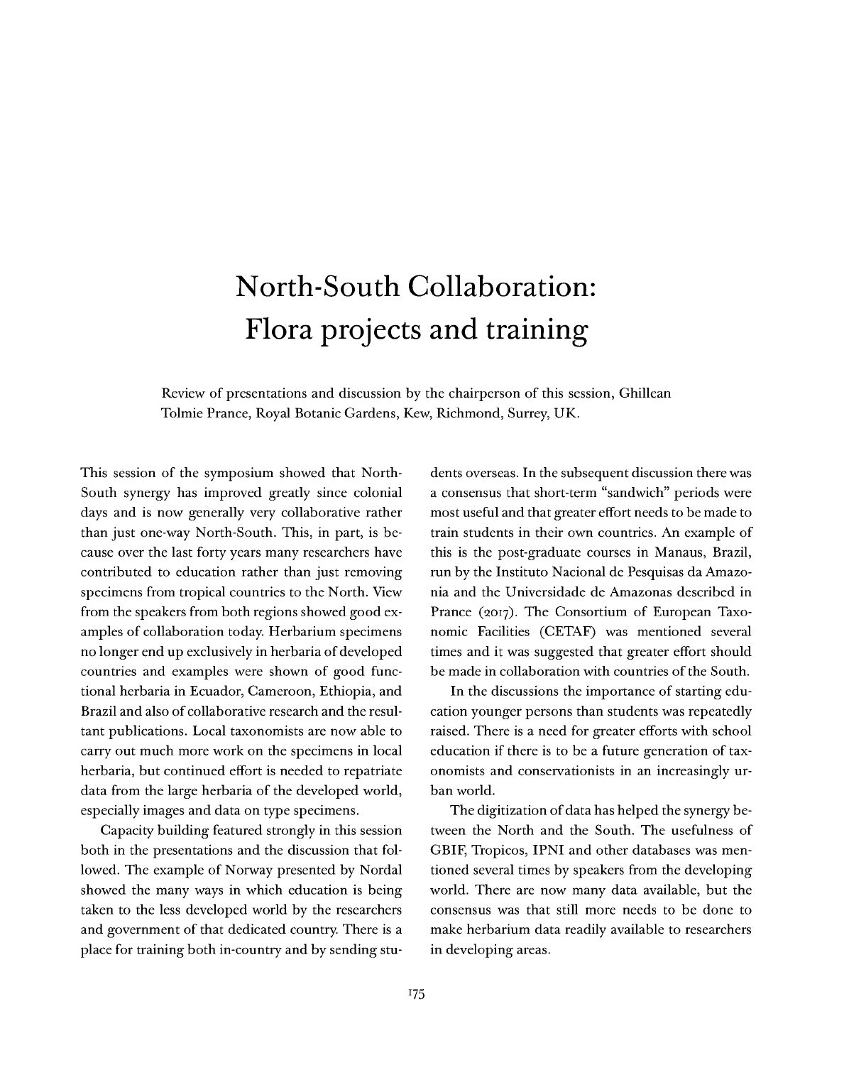# North-South Collaboration: Flora projects and training

Review of presentations and discussion by the chairperson of this session, Ghillean Tolmie Prance, Royal Botanic Gardens, Kew, Richmond, Surrey, UK.

This session of the symposium showed that North-South synergy has improved greatly since colonial days and is now generally very collaborative rather than just one-way North-South. This, in part, is because over the last forty years many researchers have contributed to education rather than just removing specimens from tropical countries to the North. View from the speakers from both regions showed good examples of collaboration today. Herbarium specimens no longer end up exclusively in herbaria of developed countries and examples were shown of good functional herbaria in Ecuador, Cameroon, Ethiopia, and Brazil and also of collaborative research and the resultant publications. Local taxonomists are now able to carry out much more work on the specimens in local herbaria, but continued effort is needed to repatriate data from the large herbaria of the developed world, especially images and data on type specimens.

Capacity building featured strongly in this session both in the presentations and the discussion that followed. The example of Norway presented by Nordal showed the many ways in which education is being taken to the less developed world by the researchers and government of that dedicated country. There is a place for training both in-country and by sending students overseas. In the subsequent discussion there was a consensus that short-term "sandwich" periods were most useful and that greater effort needs to be made to train students in their own countries. An example of this is the post-graduate courses in Manaus, Brazil, run by the Instituto Nacional de Pesquisas da Amazonia and the Universidade de Amazonas described in Prance (2017). The Consortium of European Taxonomic Facilities (CETAF) was mentioned several times and it was suggested that greater effort should be made in collaboration with countries of the South.

In the discussions the importance of starting education younger persons than students was repeatedly raised. There is a need for greater efforts with school education if there is to be a future generation of taxonomists and conservationists in an increasingly urban world.

The digitization of data has helped the synergy between the North and the South. The usefulness of GBIF, Tropicos, IPNI and other databases was mentioned several times by speakers from the developing world. There are now many data available, but the consensus was that still more needs to be done to make herbarium data readily available to researchers in developing areas.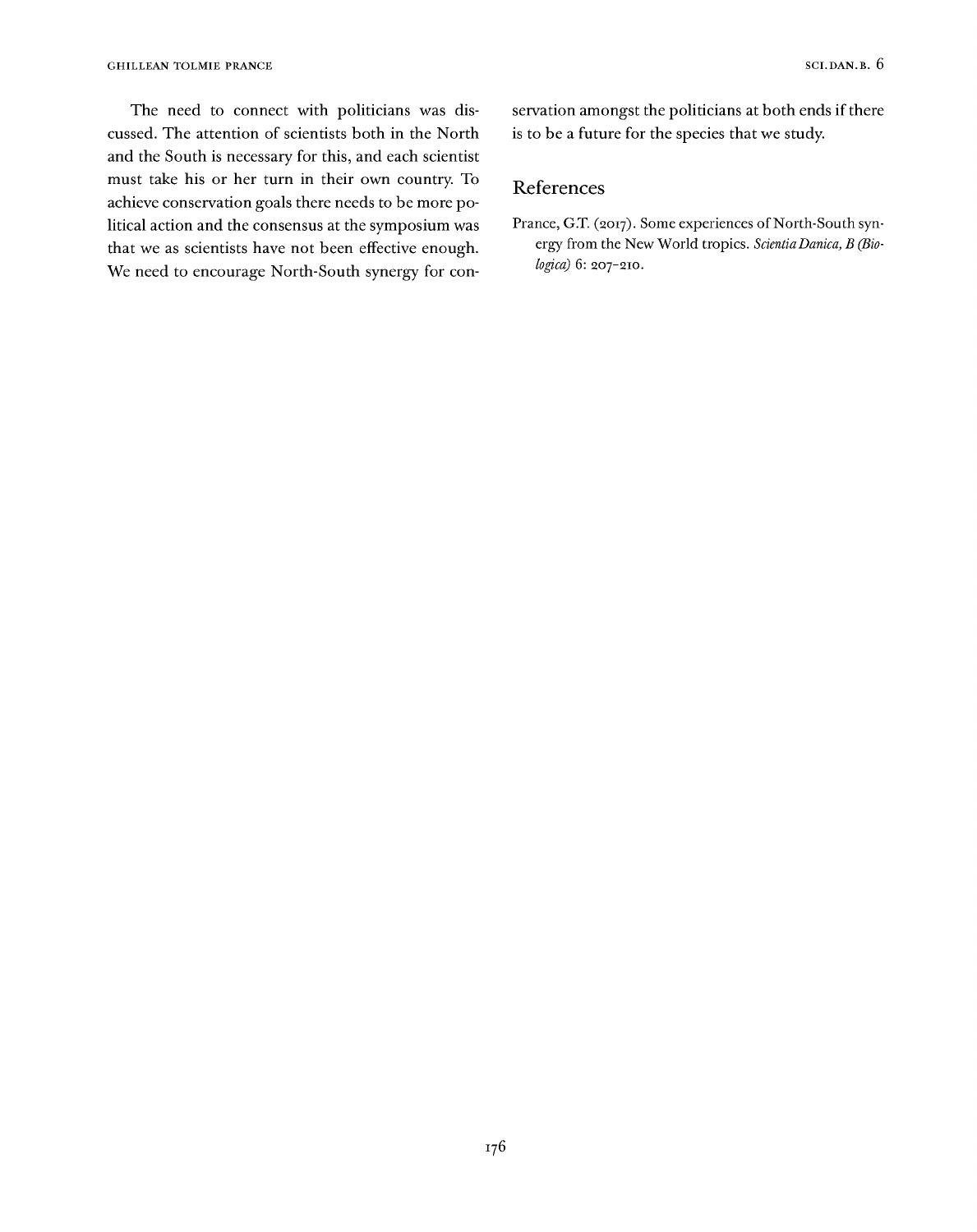The need to connect with politicians was discussed. The attention of scientists both in the North and the South is necessary for this, and each scientist must take his or her turn in their own country. To achieve conservation goals there needs to be more political action and the consensus at the symposium was that we as scientists have not been effective enough. We need to encourage North-South synergy for conservation amongst the politicians at both ends if there is to be a future for the species that we study.

## References

Prance, G.T. (2017). Some experiences of North-South synergy from the New World tropics. *Scientia Danica, B (Biologica)* 6: 207–210.